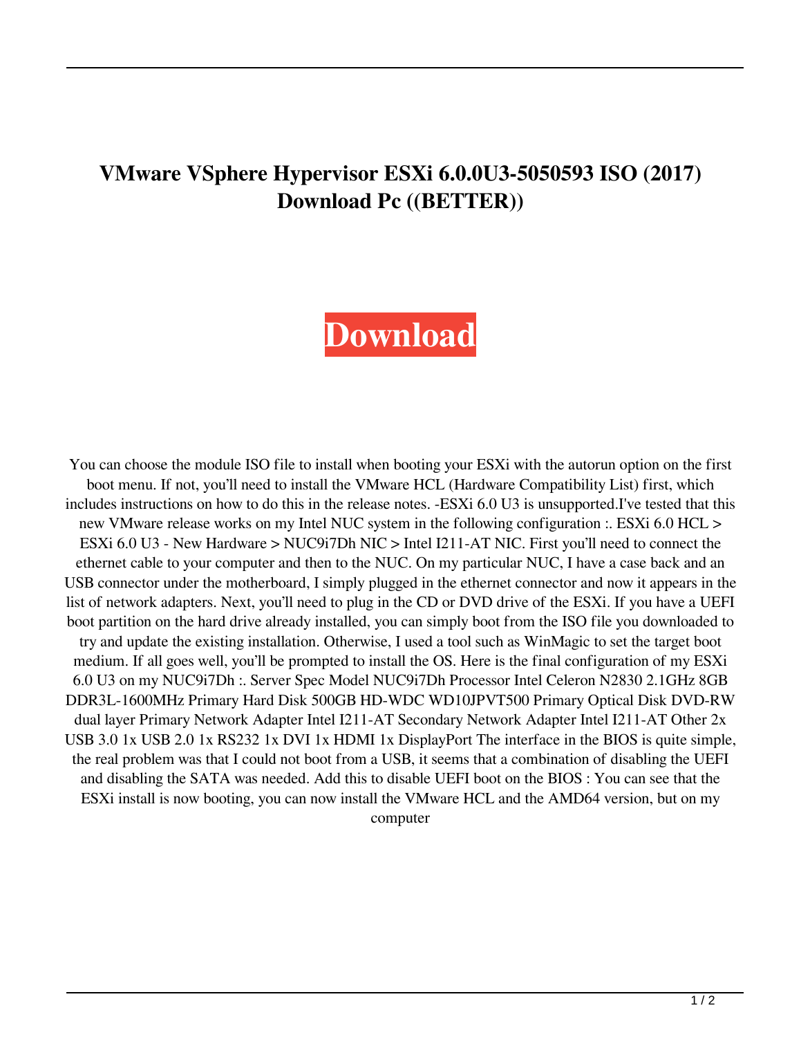# VMware VSphere Hypervisor ESXi 6.0.0U3-5050593 ISO (2017) Download Pc ((BETTER))

**Download**

You can choose the module ISO file to install when booting your ESXi with the autorun option on the first boot menu. If not, you'll need to install the VMware HCL (Hardware Compatibility List) first, which includes instructions on how to do this in the release notes. -ESXi 6.0 U3 is unsupported.I've tested that this new VMware release works on my Intel NUC system in the following configuration :. ESXi 6.0 HCL > ESXi 6.0 U3 - New Hardware > NUC9i7Dh NIC > Intel I211-AT NIC. First you'll need to connect the ethernet cable to your computer and then to the NUC. On my particular NUC, I have a case back and an USB connector under the motherboard, I simply plugged in the ethernet connector and now it appears in the list of network adapters. Next, you'll need to plug in the CD or DVD drive of the ESXi. If you have a UEFI boot partition on the hard drive already installed, you can simply boot from the ISO file you downloaded to try and update the existing installation. Otherwise, I used a tool such as WinMagic to set the target boot medium. If all goes well, you'll be prompted to install the OS. Here is the final configuration of my ESXi 6.0 U3 on my NUC9i7Dh :. Server Spec Model NUC9i7Dh Processor Intel Celeron N2830 2.1GHz 8GB DDR3L-1600MHz Primary Hard Disk 500GB HD-WDC WD10JPVT500 Primary Optical Disk DVD-RW dual layer Primary Network Adapter Intel I211-AT Secondary Network Adapter Intel I211-AT Other 2x USB 3.0 1x USB 2.0 1x RS232 1x DVI 1x HDMI 1x DisplayPort The interface in the BIOS is quite simple, the real problem was that I could not boot from a USB, it seems that a combination of disabling the UEFI and disabling the SATA was needed. Add this to disable UEFI boot on the BIOS : You can see that the ESXi install is now booting, you can now install the VMware HCL and the AMD64 version, but on my computer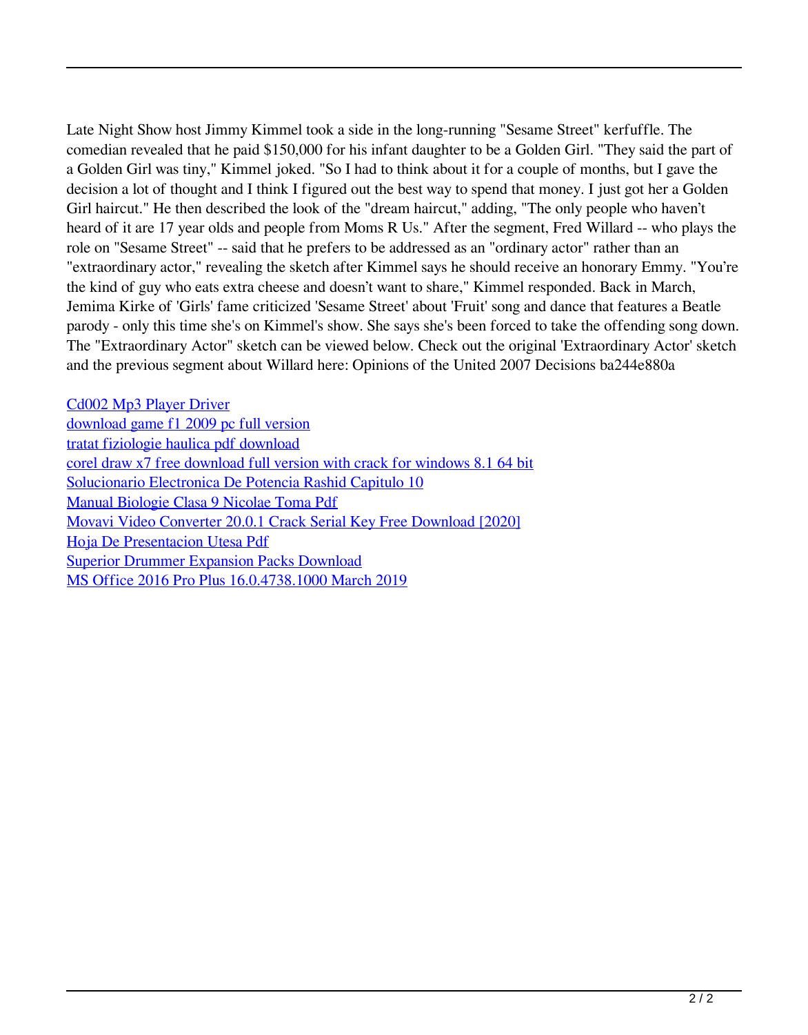Late Night Show host Jimmy Kimmel took a side in the long-running "Sesame Street" kerfuffle. The comedian revealed that he paid $150,000 for his infant daughter to be a Golden Girl. "They said the part of a Golden Girl was tiny," Kimmel joked. "So I had to think about it for a couple of months, but I gave the decision a lot of thought and I think I figured out the best way to spend that money. I just got her a Golden Girl haircut." He then described the look of the "dream haircut," adding, "The only people who haven't heard of it are 17 year olds and people from Moms R Us." After the segment, Fred Willard -- who plays the role on "Sesame Street" -- said that he prefers to be addressed as an "ordinary actor" rather than an "extraordinary actor," revealing the sketch after Kimmel says he should receive an honorary Emmy. "You're the kind of guy who eats extra cheese and doesn't want to share," Kimmel responded. Back in March, Jemima Kirke of 'Girls' fame criticized 'Sesame Street' about 'Fruit' song and dance that features a Beatle parody - only this time she's on Kimmel's show. She says she's been forced to take the offending song down. The "Extraordinary Actor" sketch can be viewed below. Check out the original 'Extraordinary Actor' sketch and the previous segment about Willard here: Opinions of the United 2007 Decisions ba244e880a

Cd002 Mp3 Player Driver
download game f1 2009 pc full version
tratat fiziologie haulica pdf download
corel draw x7 free download full version with crack for windows 8.1 64 bit
Solucionario Electronica De Potencia Rashid Capitulo 10
Manual Biologie Clasa 9 Nicolae Toma Pdf
Movavi Video Converter 20.0.1 Crack Serial Key Free Download [2020]
Hoja De Presentacion Utesa Pdf
Superior Drummer Expansion Packs Download
MS Office 2016 Pro Plus 16.0.4738.1000 March 2019